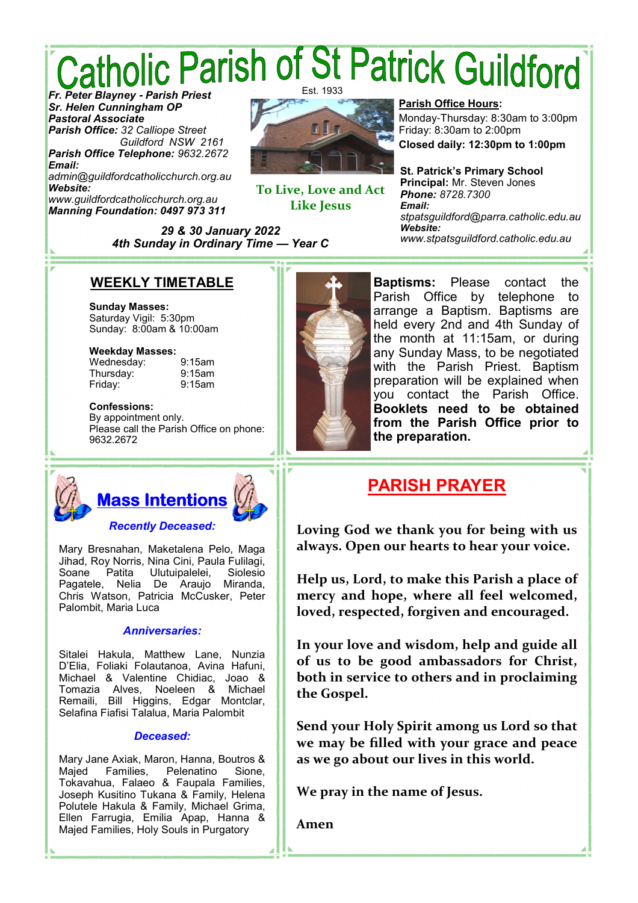# Catholic Parish of St Patrick Guildford

Est. 1933

***Fr. Peter Blayney - Parish Priest***
***Sr. Helen Cunningham OP***
***Pastoral Associate***
***Parish Office:*** *32 Calliope Street Guildford NSW 2161*
***Parish Office Telephone:*** *9632.2672*
***Email:*** *admin@guildfordcatholicchurch.org.au*
***Website:*** *www.guildfordcatholicchurch.org.au*
***Manning Foundation: 0497 973 311***

**To Live, Love and Act Like Jesus**

**Parish Office Hours:**
Monday-Thursday: 8:30am to 3:00pm
Friday: 8:30am to 2:00pm
**Closed daily: 12:30pm to 1:00pm**

**St. Patrick's Primary School**
**Principal:** Mr. Steven Jones
***Phone:*** *8728.7300*
***Email:*** *stpatsguildford@parra.catholic.edu.au*
***Website:*** *www.stpatsguildford.catholic.edu.au*

***29 & 30 January 2022***
***4th Sunday in Ordinary Time — Year C***

## WEEKLY TIMETABLE

**Sunday Masses:**
Saturday Vigil: 5:30pm
Sunday: 8:00am & 10:00am

**Weekday Masses:**
Wednesday: 9:15am
Thursday: 9:15am
Friday: 9:15am

**Confessions:**
By appointment only.
Please call the Parish Office on phone: 9632.2672

**Baptisms:** Please contact the Parish Office by telephone to arrange a Baptism. Baptisms are held every 2nd and 4th Sunday of the month at 11:15am, or during any Sunday Mass, to be negotiated with the Parish Priest. Baptism preparation will be explained when you contact the Parish Office. **Booklets need to be obtained from the Parish Office prior to the preparation.**

## Mass Intentions

***Recently Deceased:***

Mary Bresnahan, Maketalena Pelo, Maga Jihad, Roy Norris, Nina Cini, Paula Fulilagi, Soane Patita Ulutuipalelei, Siolesio Pagatele, Nelia De Araujo Miranda, Chris Watson, Patricia McCusker, Peter Palombit, Maria Luca

***Anniversaries:***

Sitalei Hakula, Matthew Lane, Nunzia D'Elia, Foliaki Folautanoa, Avina Hafuni, Michael & Valentine Chidiac, Joao & Tomazia Alves, Noeleen & Michael Remaili, Bill Higgins, Edgar Montclar, Selafina Fiafisi Talalua, Maria Palombit

***Deceased:***

Mary Jane Axiak, Maron, Hanna, Boutros & Majed Families, Pelenatino Sione, Tokavahua, Falaeo & Faupala Families, Joseph Kusitino Tukana & Family, Helena Polutele Hakula & Family, Michael Grima, Ellen Farrugia, Emilia Apap, Hanna & Majed Families, Holy Souls in Purgatory

## PARISH PRAYER

**Loving God we thank you for being with us always. Open our hearts to hear your voice.**

**Help us, Lord, to make this Parish a place of mercy and hope, where all feel welcomed, loved, respected, forgiven and encouraged.**

**In your love and wisdom, help and guide all of us to be good ambassadors for Christ, both in service to others and in proclaiming the Gospel.**

**Send your Holy Spirit among us Lord so that we may be filled with your grace and peace as we go about our lives in this world.**

**We pray in the name of Jesus.**

**Amen**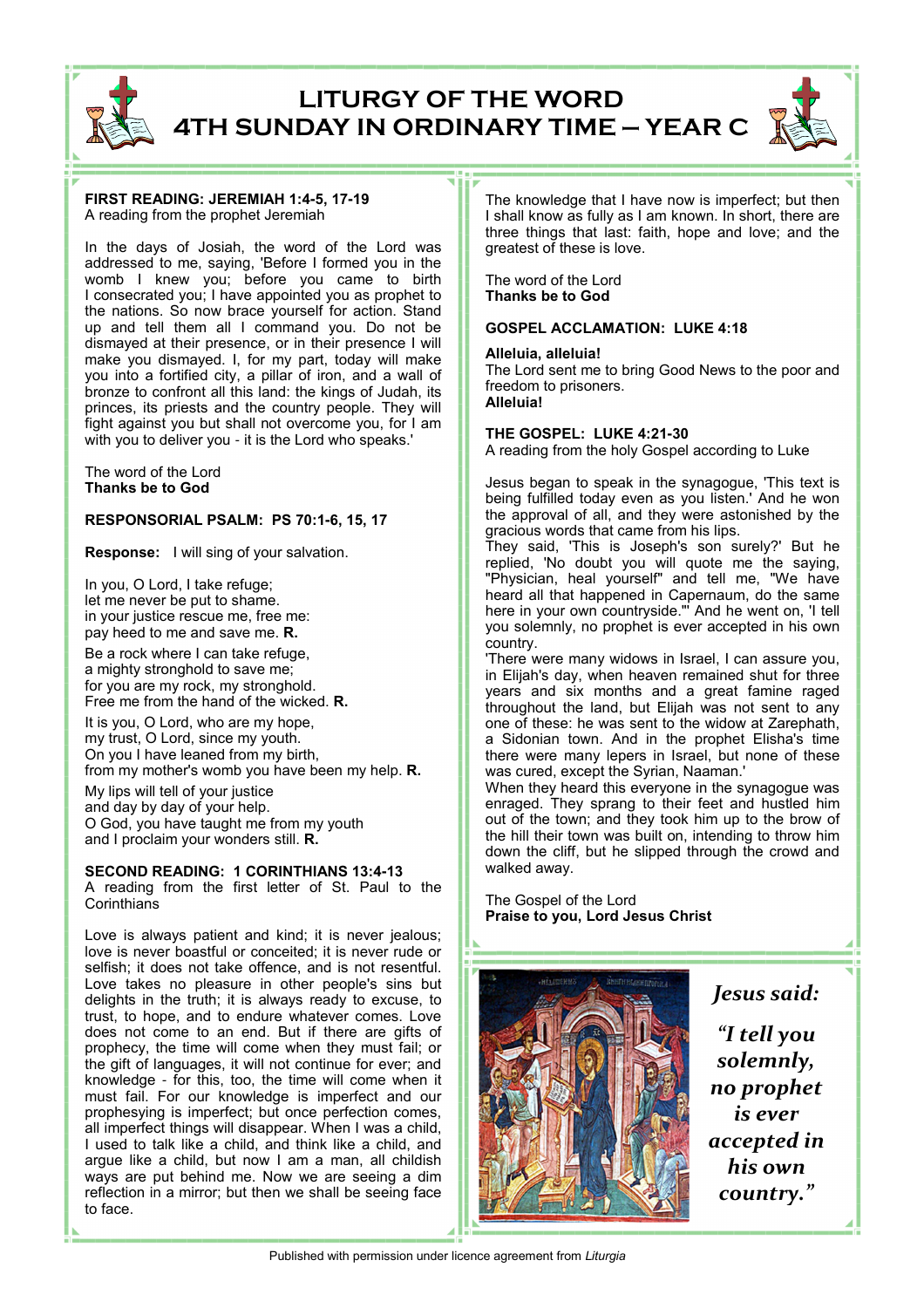# LITURGY OF THE WORD
# 4TH SUNDAY IN ORDINARY TIME – YEAR C

**FIRST READING: JEREMIAH 1:4-5, 17-19**
A reading from the prophet Jeremiah

In the days of Josiah, the word of the Lord was addressed to me, saying, 'Before I formed you in the womb I knew you; before you came to birth I consecrated you; I have appointed you as prophet to the nations. So now brace yourself for action. Stand up and tell them all I command you. Do not be dismayed at their presence, or in their presence I will make you dismayed. I, for my part, today will make you into a fortified city, a pillar of iron, and a wall of bronze to confront all this land: the kings of Judah, its princes, its priests and the country people. They will fight against you but shall not overcome you, for I am with you to deliver you - it is the Lord who speaks.'

The word of the Lord
**Thanks be to God**

**RESPONSORIAL PSALM: PS 70:1-6, 15, 17**

**Response:** I will sing of your salvation.

In you, O Lord, I take refuge;
let me never be put to shame.
in your justice rescue me, free me:
pay heed to me and save me. **R.**

Be a rock where I can take refuge,
a mighty stronghold to save me;
for you are my rock, my stronghold.
Free me from the hand of the wicked. **R.**

It is you, O Lord, who are my hope,
my trust, O Lord, since my youth.
On you I have leaned from my birth,
from my mother's womb you have been my help. **R.**

My lips will tell of your justice
and day by day of your help.
O God, you have taught me from my youth
and I proclaim your wonders still. **R.**

**SECOND READING: 1 CORINTHIANS 13:4-13**
A reading from the first letter of St. Paul to the Corinthians

Love is always patient and kind; it is never jealous; love is never boastful or conceited; it is never rude or selfish; it does not take offence, and is not resentful. Love takes no pleasure in other people's sins but delights in the truth; it is always ready to excuse, to trust, to hope, and to endure whatever comes. Love does not come to an end. But if there are gifts of prophecy, the time will come when they must fail; or the gift of languages, it will not continue for ever; and knowledge - for this, too, the time will come when it must fail. For our knowledge is imperfect and our prophesying is imperfect; but once perfection comes, all imperfect things will disappear. When I was a child, I used to talk like a child, and think like a child, and argue like a child, but now I am a man, all childish ways are put behind me. Now we are seeing a dim reflection in a mirror; but then we shall be seeing face to face. The knowledge that I have now is imperfect; but then I shall know as fully as I am known. In short, there are three things that last: faith, hope and love; and the greatest of these is love.

The word of the Lord
**Thanks be to God**

**GOSPEL ACCLAMATION: LUKE 4:18**

**Alleluia, alleluia!**
The Lord sent me to bring Good News to the poor and freedom to prisoners.
**Alleluia!**

**THE GOSPEL: LUKE 4:21-30**
A reading from the holy Gospel according to Luke

Jesus began to speak in the synagogue, 'This text is being fulfilled today even as you listen.' And he won the approval of all, and they were astonished by the gracious words that came from his lips.
They said, 'This is Joseph's son surely?' But he replied, 'No doubt you will quote me the saying, "Physician, heal yourself" and tell me, "We have heard all that happened in Capernaum, do the same here in your own countryside."' And he went on, 'I tell you solemnly, no prophet is ever accepted in his own country.
'There were many widows in Israel, I can assure you, in Elijah's day, when heaven remained shut for three years and six months and a great famine raged throughout the land, but Elijah was not sent to any one of these: he was sent to the widow at Zarephath, a Sidonian town. And in the prophet Elisha's time there were many lepers in Israel, but none of these was cured, except the Syrian, Naaman.'
When they heard this everyone in the synagogue was enraged. They sprang to their feet and hustled him out of the town; and they took him up to the brow of the hill their town was built on, intending to throw him down the cliff, but he slipped through the crowd and walked away.

The Gospel of the Lord
**Praise to you, Lord Jesus Christ**

*Jesus said:*

*"I tell you solemnly, no prophet is ever accepted in his own country."*

Published with permission under licence agreement from *Liturgia*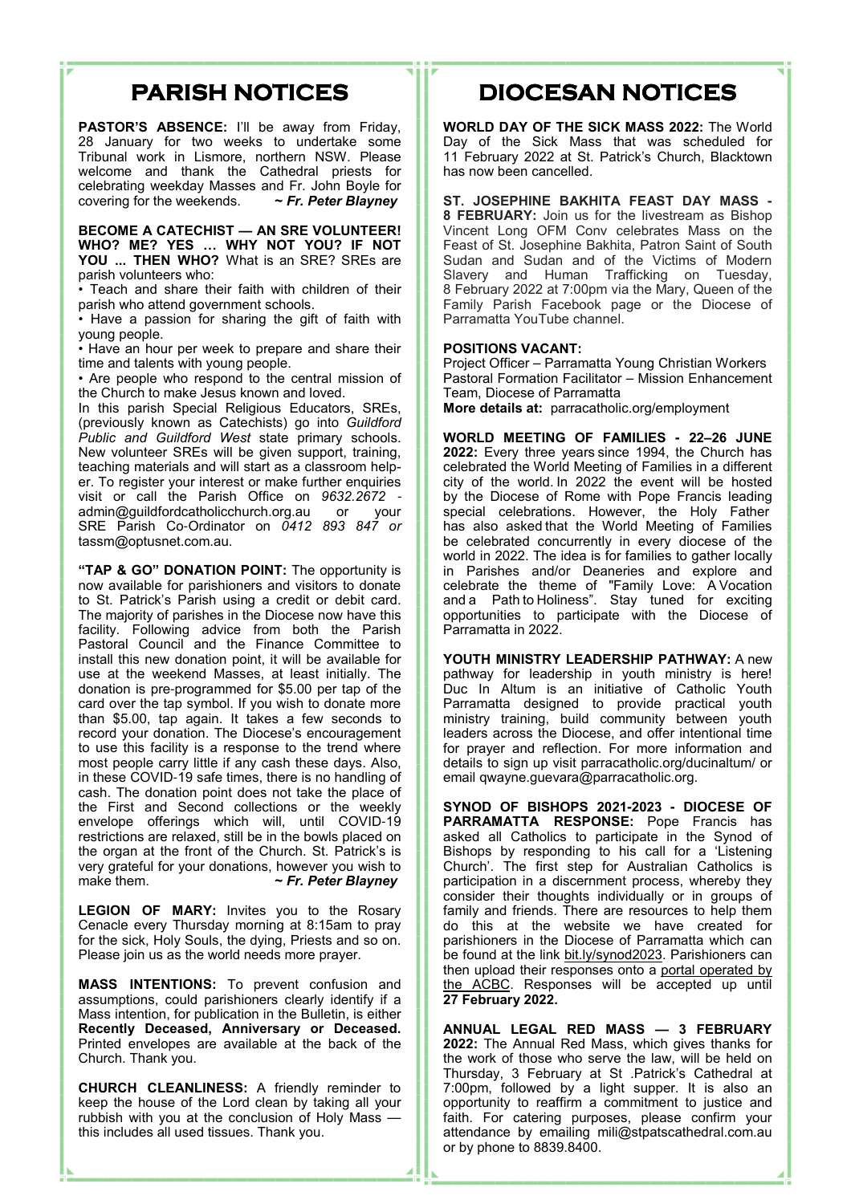# PARISH NOTICES

**PASTOR'S ABSENCE:** I'll be away from Friday, 28 January for two weeks to undertake some Tribunal work in Lismore, northern NSW. Please welcome and thank the Cathedral priests for celebrating weekday Masses and Fr. John Boyle for covering for the weekends. ***~ Fr. Peter Blayney***

**BECOME A CATECHIST — AN SRE VOLUNTEER! WHO? ME? YES … WHY NOT YOU? IF NOT YOU ... THEN WHO?** What is an SRE? SREs are parish volunteers who:

- Teach and share their faith with children of their parish who attend government schools.
- Have a passion for sharing the gift of faith with young people.
- Have an hour per week to prepare and share their time and talents with young people.
- Are people who respond to the central mission of the Church to make Jesus known and loved.

In this parish Special Religious Educators, SREs, (previously known as Catechists) go into *Guildford Public and Guildford West* state primary schools. New volunteer SREs will be given support, training, teaching materials and will start as a classroom helper. To register your interest or make further enquiries visit or call the Parish Office on *9632.2672 -* admin@guildfordcatholicchurch.org.au or your SRE Parish Co-Ordinator on *0412 893 847 or* tassm@optusnet.com.au.

**"TAP & GO" DONATION POINT:** The opportunity is now available for parishioners and visitors to donate to St. Patrick's Parish using a credit or debit card. The majority of parishes in the Diocese now have this facility. Following advice from both the Parish Pastoral Council and the Finance Committee to install this new donation point, it will be available for use at the weekend Masses, at least initially. The donation is pre-programmed for $5.00 per tap of the card over the tap symbol. If you wish to donate more than $5.00, tap again. It takes a few seconds to record your donation. The Diocese's encouragement to use this facility is a response to the trend where most people carry little if any cash these days. Also, in these COVID-19 safe times, there is no handling of cash. The donation point does not take the place of the First and Second collections or the weekly envelope offerings which will, until COVID-19 restrictions are relaxed, still be in the bowls placed on the organ at the front of the Church. St. Patrick's is very grateful for your donations, however you wish to make them. ***~ Fr. Peter Blayney***

**LEGION OF MARY:** Invites you to the Rosary Cenacle every Thursday morning at 8:15am to pray for the sick, Holy Souls, the dying, Priests and so on. Please join us as the world needs more prayer.

**MASS INTENTIONS:** To prevent confusion and assumptions, could parishioners clearly identify if a Mass intention, for publication in the Bulletin, is either **Recently Deceased, Anniversary or Deceased.** Printed envelopes are available at the back of the Church. Thank you.

**CHURCH CLEANLINESS:** A friendly reminder to keep the house of the Lord clean by taking all your rubbish with you at the conclusion of Holy Mass — this includes all used tissues. Thank you.

# DIOCESAN NOTICES

**WORLD DAY OF THE SICK MASS 2022:** The World Day of the Sick Mass that was scheduled for 11 February 2022 at St. Patrick's Church, Blacktown has now been cancelled.

**ST. JOSEPHINE BAKHITA FEAST DAY MASS - 8 FEBRUARY:** Join us for the livestream as Bishop Vincent Long OFM Conv celebrates Mass on the Feast of St. Josephine Bakhita, Patron Saint of South Sudan and Sudan and of the Victims of Modern Slavery and Human Trafficking on Tuesday, 8 February 2022 at 7:00pm via the Mary, Queen of the Family Parish Facebook page or the Diocese of Parramatta YouTube channel.

**POSITIONS VACANT:**

Project Officer – Parramatta Young Christian Workers
Pastoral Formation Facilitator – Mission Enhancement Team, Diocese of Parramatta
**More details at:** parracatholic.org/employment

**WORLD MEETING OF FAMILIES - 22–26 JUNE 2022:** Every three years since 1994, the Church has celebrated the World Meeting of Families in a different city of the world. In 2022 the event will be hosted by the Diocese of Rome with Pope Francis leading special celebrations. However, the Holy Father has also asked that the World Meeting of Families be celebrated concurrently in every diocese of the world in 2022. The idea is for families to gather locally in Parishes and/or Deaneries and explore and celebrate the theme of "Family Love: A Vocation and a Path to Holiness". Stay tuned for exciting opportunities to participate with the Diocese of Parramatta in 2022.

**YOUTH MINISTRY LEADERSHIP PATHWAY:** A new pathway for leadership in youth ministry is here! Duc In Altum is an initiative of Catholic Youth Parramatta designed to provide practical youth ministry training, build community between youth leaders across the Diocese, and offer intentional time for prayer and reflection. For more information and details to sign up visit parracatholic.org/ducinaltum/ or email qwayne.guevara@parracatholic.org.

**SYNOD OF BISHOPS 2021-2023 - DIOCESE OF PARRAMATTA RESPONSE:** Pope Francis has asked all Catholics to participate in the Synod of Bishops by responding to his call for a 'Listening Church'. The first step for Australian Catholics is participation in a discernment process, whereby they consider their thoughts individually or in groups of family and friends. There are resources to help them do this at the website we have created for parishioners in the Diocese of Parramatta which can be found at the link bit.ly/synod2023. Parishioners can then upload their responses onto a portal operated by the ACBC. Responses will be accepted up until **27 February 2022.**

**ANNUAL LEGAL RED MASS — 3 FEBRUARY 2022:** The Annual Red Mass, which gives thanks for the work of those who serve the law, will be held on Thursday, 3 February at St .Patrick's Cathedral at 7:00pm, followed by a light supper. It is also an opportunity to reaffirm a commitment to justice and faith. For catering purposes, please confirm your attendance by emailing mili@stpatscathedral.com.au or by phone to 8839.8400.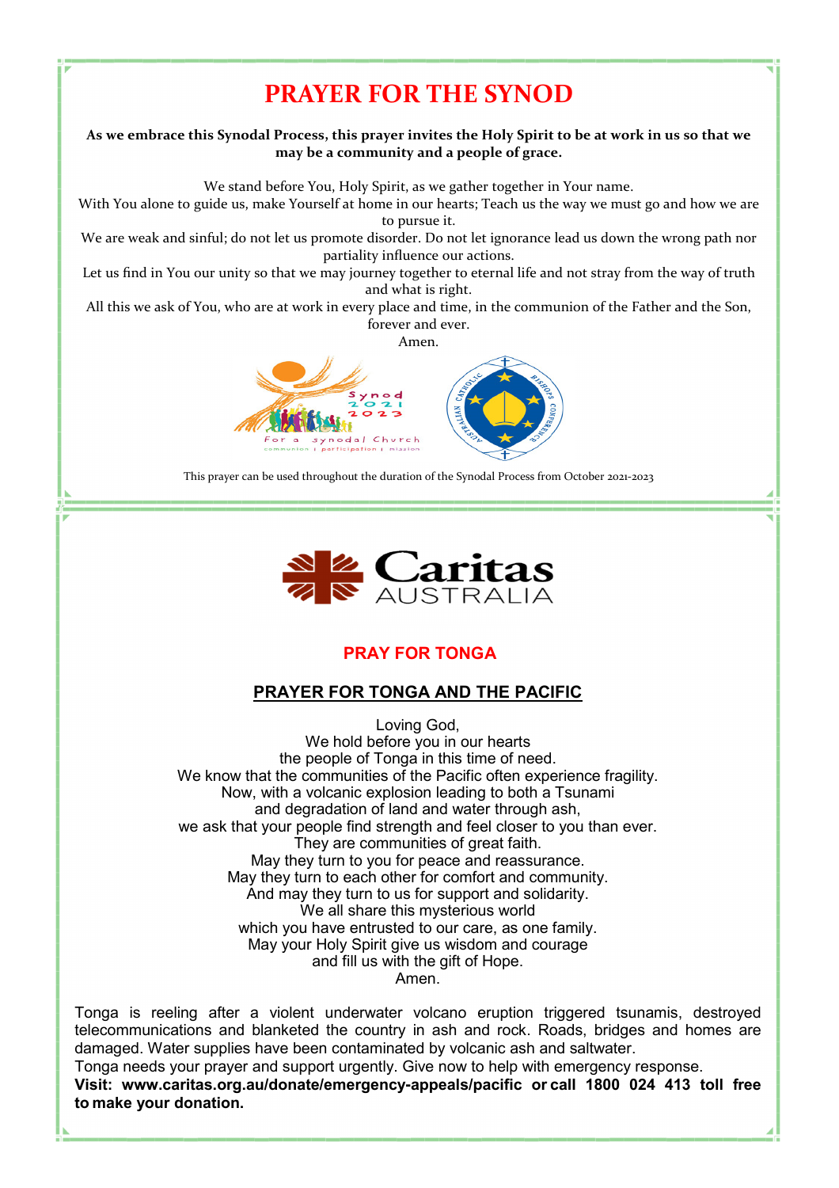# PRAYER FOR THE SYNOD

**As we embrace this Synodal Process, this prayer invites the Holy Spirit to be at work in us so that we may be a community and a people of grace.**

We stand before You, Holy Spirit, as we gather together in Your name.
With You alone to guide us, make Yourself at home in our hearts; Teach us the way we must go and how we are to pursue it.
We are weak and sinful; do not let us promote disorder. Do not let ignorance lead us down the wrong path nor partiality influence our actions.
Let us find in You our unity so that we may journey together to eternal life and not stray from the way of truth and what is right.
All this we ask of You, who are at work in every place and time, in the communion of the Father and the Son, forever and ever.
Amen.

This prayer can be used throughout the duration of the Synodal Process from October 2021-2023

## PRAY FOR TONGA

### PRAYER FOR TONGA AND THE PACIFIC

Loving God,
We hold before you in our hearts
the people of Tonga in this time of need.
We know that the communities of the Pacific often experience fragility.
Now, with a volcanic explosion leading to both a Tsunami
and degradation of land and water through ash,
we ask that your people find strength and feel closer to you than ever.
They are communities of great faith.
May they turn to you for peace and reassurance.
May they turn to each other for comfort and community.
And may they turn to us for support and solidarity.
We all share this mysterious world
which you have entrusted to our care, as one family.
May your Holy Spirit give us wisdom and courage
and fill us with the gift of Hope.
Amen.

Tonga is reeling after a violent underwater volcano eruption triggered tsunamis, destroyed telecommunications and blanketed the country in ash and rock. Roads, bridges and homes are damaged. Water supplies have been contaminated by volcanic ash and saltwater.
Tonga needs your prayer and support urgently. Give now to help with emergency response.
**Visit: www.caritas.org.au/donate/emergency-appeals/pacific or call 1800 024 413 toll free to make your donation.**